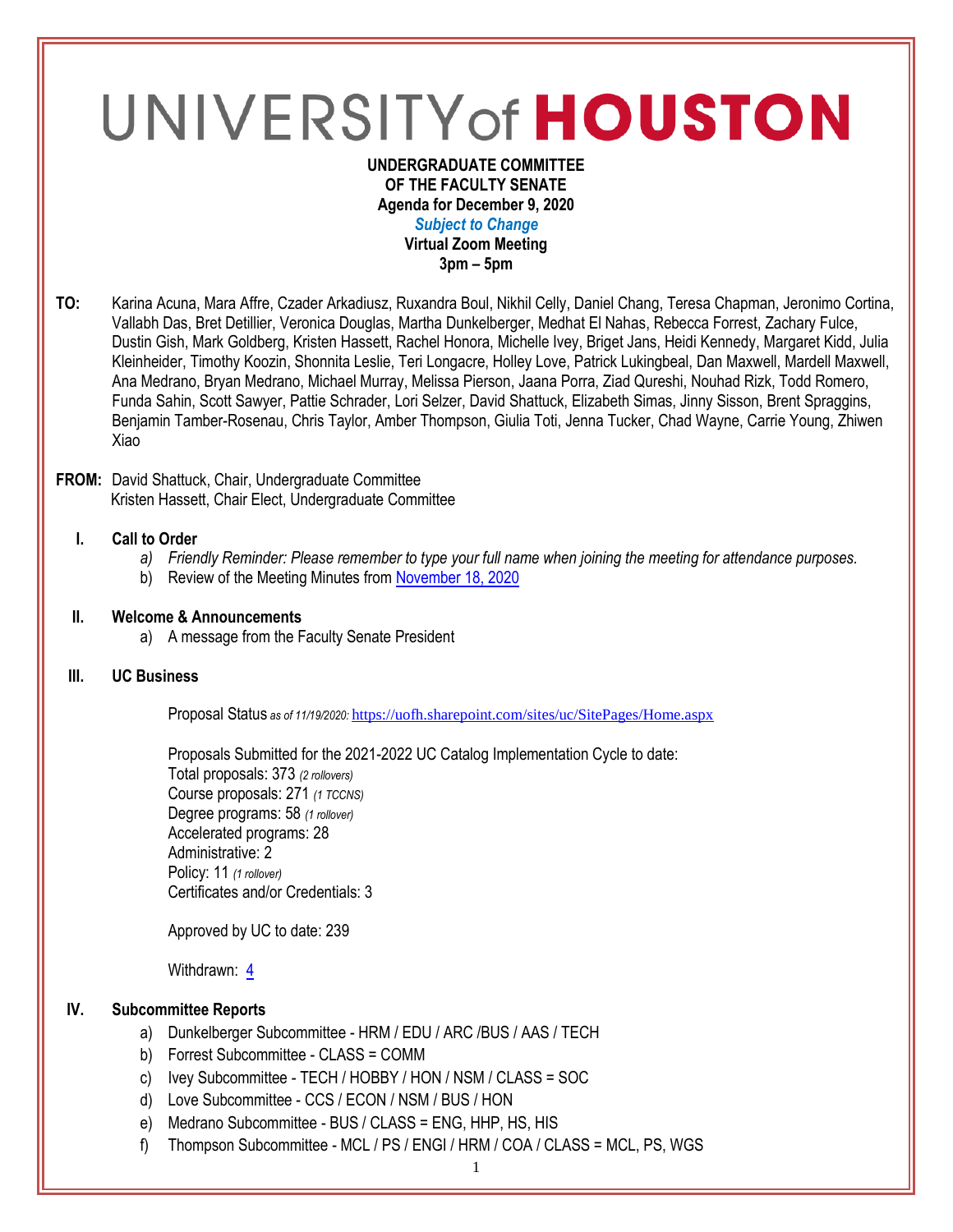# UNIVERSITY of HOUSTON

**UNDERGRADUATE COMMITTEE**
**OF THE FACULTY SENATE**
**Agenda for December 9, 2020**
***Subject to Change***
**Virtual Zoom Meeting**
**3pm – 5pm**

**TO:** Karina Acuna, Mara Affre, Czader Arkadiusz, Ruxandra Boul, Nikhil Celly, Daniel Chang, Teresa Chapman, Jeronimo Cortina, Vallabh Das, Bret Detillier, Veronica Douglas, Martha Dunkelberger, Medhat El Nahas, Rebecca Forrest, Zachary Fulce, Dustin Gish, Mark Goldberg, Kristen Hassett, Rachel Honora, Michelle Ivey, Briget Jans, Heidi Kennedy, Margaret Kidd, Julia Kleinheider, Timothy Koozin, Shonnita Leslie, Teri Longacre, Holley Love, Patrick Lukingbeal, Dan Maxwell, Mardell Maxwell, Ana Medrano, Bryan Medrano, Michael Murray, Melissa Pierson, Jaana Porra, Ziad Qureshi, Nouhad Rizk, Todd Romero, Funda Sahin, Scott Sawyer, Pattie Schrader, Lori Selzer, David Shattuck, Elizabeth Simas, Jinny Sisson, Brent Spraggins, Benjamin Tamber-Rosenau, Chris Taylor, Amber Thompson, Giulia Toti, Jenna Tucker, Chad Wayne, Carrie Young, Zhiwen Xiao

**FROM:** David Shattuck, Chair, Undergraduate Committee
Kristen Hassett, Chair Elect, Undergraduate Committee

## I. Call to Order

a) *Friendly Reminder: Please remember to type your full name when joining the meeting for attendance purposes.*
b) Review of the Meeting Minutes from [November 18, 2020]

## II. Welcome & Announcements

a) A message from the Faculty Senate President

## III. UC Business

Proposal Status *as of 11/19/2020:* https://uofh.sharepoint.com/sites/uc/SitePages/Home.aspx

Proposals Submitted for the 2021-2022 UC Catalog Implementation Cycle to date:
Total proposals: 373 *(2 rollovers)*
Course proposals: 271 *(1 TCCNS)*
Degree programs: 58 *(1 rollover)*
Accelerated programs: 28
Administrative: 2
Policy: 11 *(1 rollover)*
Certificates and/or Credentials: 3

Approved by UC to date: 239

Withdrawn: 4

## IV. Subcommittee Reports

a) Dunkelberger Subcommittee - HRM / EDU / ARC /BUS / AAS / TECH
b) Forrest Subcommittee - CLASS = COMM
c) Ivey Subcommittee - TECH / HOBBY / HON / NSM / CLASS = SOC
d) Love Subcommittee - CCS / ECON / NSM / BUS / HON
e) Medrano Subcommittee - BUS / CLASS = ENG, HHP, HS, HIS
f) Thompson Subcommittee - MCL / PS / ENGI / HRM / COA / CLASS = MCL, PS, WGS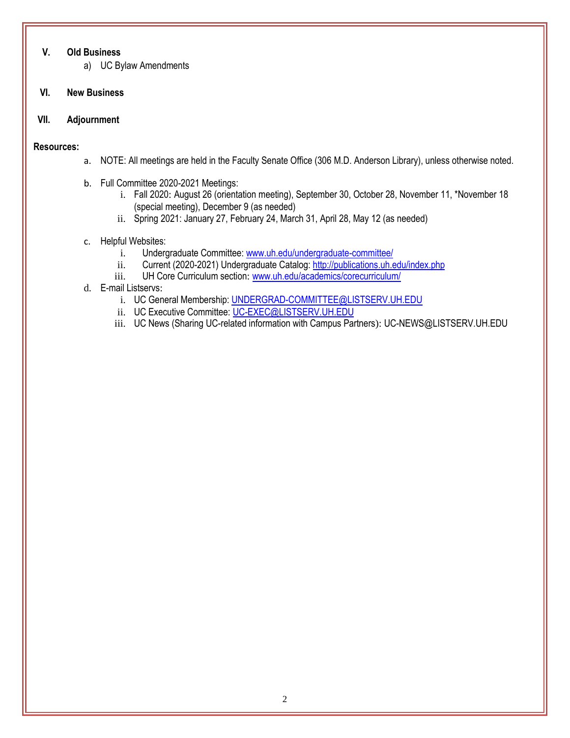**V. Old Business**

a) UC Bylaw Amendments

**VI. New Business**

**VII. Adjournment**

**Resources:**

a. NOTE: All meetings are held in the Faculty Senate Office (306 M.D. Anderson Library), unless otherwise noted.

b. Full Committee 2020-2021 Meetings:
   i. Fall 2020: August 26 (orientation meeting), September 30, October 28, November 11, *November 18 (special meeting), December 9 (as needed)
   ii. Spring 2021: January 27, February 24, March 31, April 28, May 12 (as needed)

c. Helpful Websites:
   i. Undergraduate Committee: www.uh.edu/undergraduate-committee/
   ii. Current (2020-2021) Undergraduate Catalog: http://publications.uh.edu/index.php
   iii. UH Core Curriculum section: www.uh.edu/academics/corecurriculum/

d. E-mail Listservs:
   i. UC General Membership: UNDERGRAD-COMMITTEE@LISTSERV.UH.EDU
   ii. UC Executive Committee: UC-EXEC@LISTSERV.UH.EDU
   iii. UC News (Sharing UC-related information with Campus Partners): UC-NEWS@LISTSERV.UH.EDU